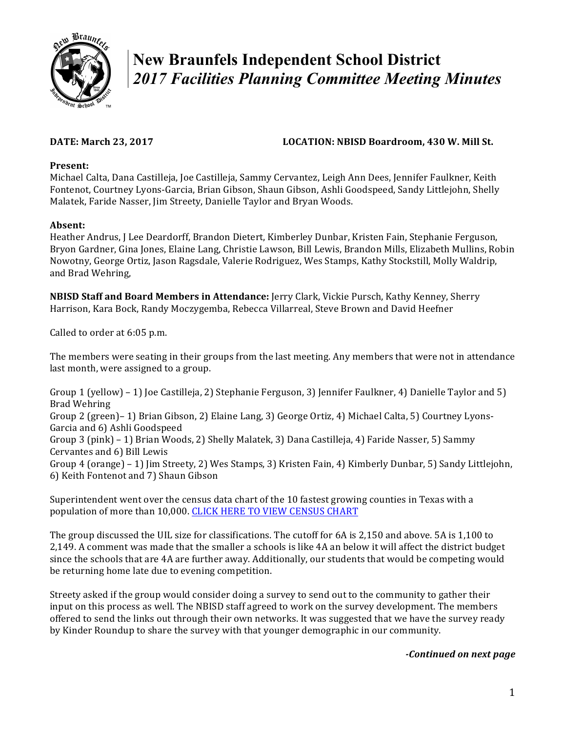# New Braunfels Independent School District
## *2017 Facilities Planning Committee Meeting Minutes*

**DATE: March 23, 2017** **LOCATION: NBISD Boardroom, 430 W. Mill St.**

**Present:**
Michael Calta, Dana Castilleja, Joe Castilleja, Sammy Cervantez, Leigh Ann Dees, Jennifer Faulkner, Keith Fontenot, Courtney Lyons-Garcia, Brian Gibson, Shaun Gibson, Ashli Goodspeed, Sandy Littlejohn, Shelly Malatek, Faride Nasser, Jim Streety, Danielle Taylor and Bryan Woods.

**Absent:**
Heather Andrus, J Lee Deardorff, Brandon Dietert, Kimberley Dunbar, Kristen Fain, Stephanie Ferguson, Bryon Gardner, Gina Jones, Elaine Lang, Christie Lawson, Bill Lewis, Brandon Mills, Elizabeth Mullins, Robin Nowotny, George Ortiz, Jason Ragsdale, Valerie Rodriguez, Wes Stamps, Kathy Stockstill, Molly Waldrip, and Brad Wehring,

**NBISD Staff and Board Members in Attendance:** Jerry Clark, Vickie Pursch, Kathy Kenney, Sherry Harrison, Kara Bock, Randy Moczygemba, Rebecca Villarreal, Steve Brown and David Heefner

Called to order at 6:05 p.m.

The members were seating in their groups from the last meeting. Any members that were not in attendance last month, were assigned to a group.

Group 1 (yellow) – 1) Joe Castilleja, 2) Stephanie Ferguson, 3) Jennifer Faulkner, 4) Danielle Taylor and 5) Brad Wehring
Group 2 (green)– 1) Brian Gibson, 2) Elaine Lang, 3) George Ortiz, 4) Michael Calta, 5) Courtney Lyons-Garcia and 6) Ashli Goodspeed
Group 3 (pink) – 1) Brian Woods, 2) Shelly Malatek, 3) Dana Castilleja, 4) Faride Nasser, 5) Sammy Cervantes and 6) Bill Lewis
Group 4 (orange) – 1) Jim Streety, 2) Wes Stamps, 3) Kristen Fain, 4) Kimberly Dunbar, 5) Sandy Littlejohn, 6) Keith Fontenot and 7) Shaun Gibson

Superintendent went over the census data chart of the 10 fastest growing counties in Texas with a population of more than 10,000. CLICK HERE TO VIEW CENSUS CHART

The group discussed the UIL size for classifications. The cutoff for 6A is 2,150 and above. 5A is 1,100 to 2,149. A comment was made that the smaller a schools is like 4A an below it will affect the district budget since the schools that are 4A are further away. Additionally, our students that would be competing would be returning home late due to evening competition.

Streety asked if the group would consider doing a survey to send out to the community to gather their input on this process as well. The NBISD staff agreed to work on the survey development. The members offered to send the links out through their own networks. It was suggested that we have the survey ready by Kinder Roundup to share the survey with that younger demographic in our community.

***-Continued on next page***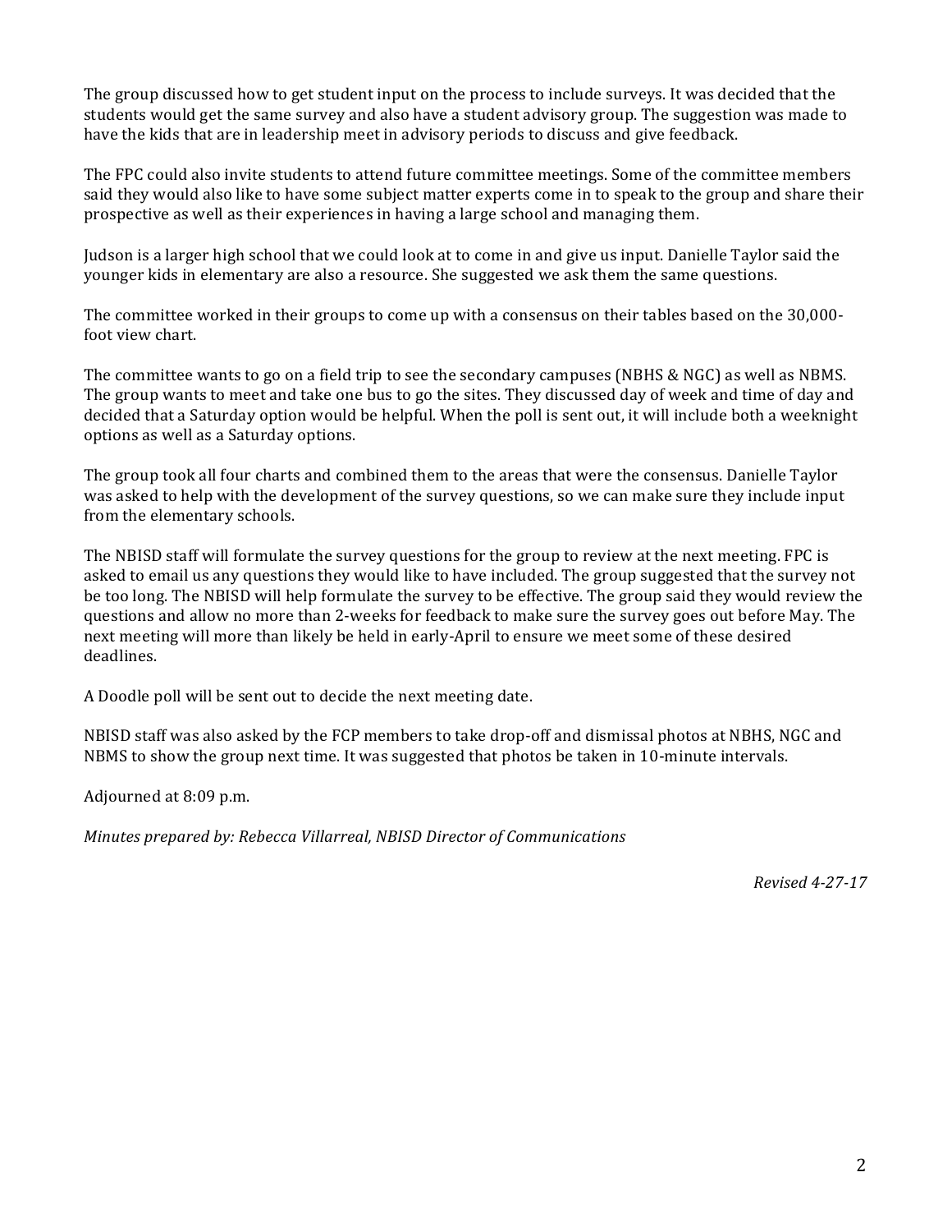The group discussed how to get student input on the process to include surveys. It was decided that the students would get the same survey and also have a student advisory group. The suggestion was made to have the kids that are in leadership meet in advisory periods to discuss and give feedback.

The FPC could also invite students to attend future committee meetings. Some of the committee members said they would also like to have some subject matter experts come in to speak to the group and share their prospective as well as their experiences in having a large school and managing them.

Judson is a larger high school that we could look at to come in and give us input. Danielle Taylor said the younger kids in elementary are also a resource. She suggested we ask them the same questions.

The committee worked in their groups to come up with a consensus on their tables based on the 30,000-foot view chart.

The committee wants to go on a field trip to see the secondary campuses (NBHS & NGC) as well as NBMS. The group wants to meet and take one bus to go the sites. They discussed day of week and time of day and decided that a Saturday option would be helpful. When the poll is sent out, it will include both a weeknight options as well as a Saturday options.

The group took all four charts and combined them to the areas that were the consensus. Danielle Taylor was asked to help with the development of the survey questions, so we can make sure they include input from the elementary schools.

The NBISD staff will formulate the survey questions for the group to review at the next meeting. FPC is asked to email us any questions they would like to have included. The group suggested that the survey not be too long. The NBISD will help formulate the survey to be effective. The group said they would review the questions and allow no more than 2-weeks for feedback to make sure the survey goes out before May. The next meeting will more than likely be held in early-April to ensure we meet some of these desired deadlines.

A Doodle poll will be sent out to decide the next meeting date.

NBISD staff was also asked by the FCP members to take drop-off and dismissal photos at NBHS, NGC and NBMS to show the group next time. It was suggested that photos be taken in 10-minute intervals.

Adjourned at 8:09 p.m.

*Minutes prepared by: Rebecca Villarreal, NBISD Director of Communications*

*Revised 4-27-17*